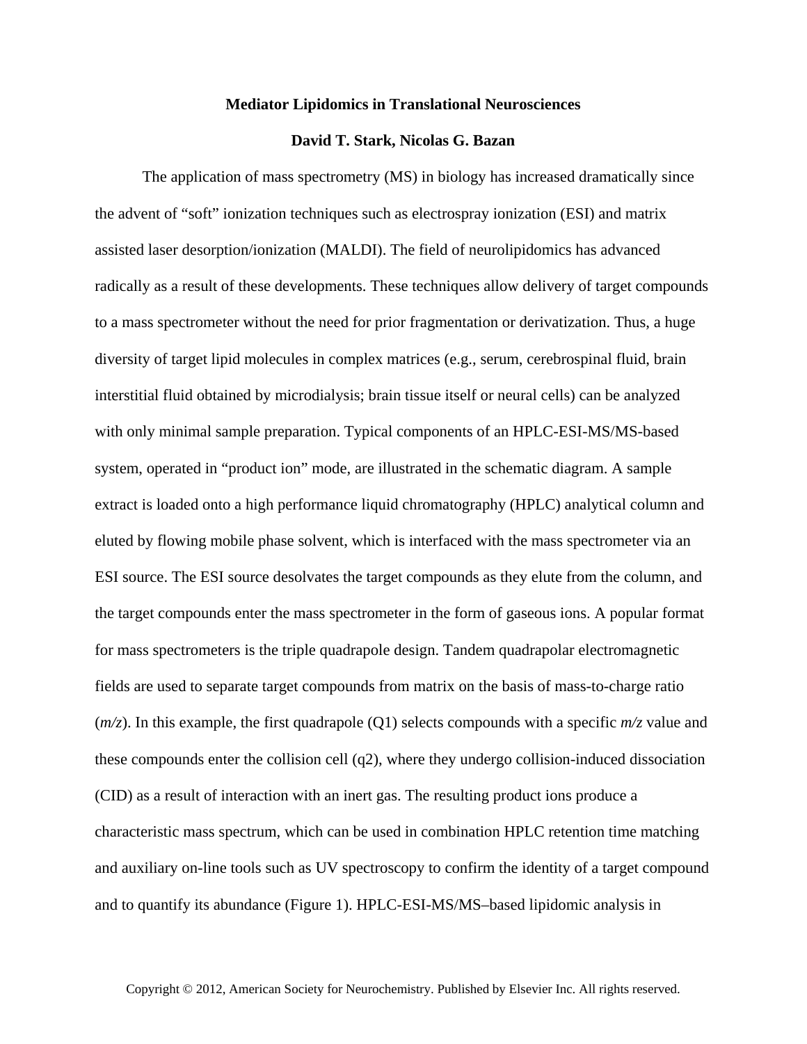# Mediator Lipidomics in Translational Neurosciences

**David T. Stark, Nicolas G. Bazan**

The application of mass spectrometry (MS) in biology has increased dramatically since the advent of "soft" ionization techniques such as electrospray ionization (ESI) and matrix assisted laser desorption/ionization (MALDI). The field of neurolipidomics has advanced radically as a result of these developments. These techniques allow delivery of target compounds to a mass spectrometer without the need for prior fragmentation or derivatization. Thus, a huge diversity of target lipid molecules in complex matrices (e.g., serum, cerebrospinal fluid, brain interstitial fluid obtained by microdialysis; brain tissue itself or neural cells) can be analyzed with only minimal sample preparation. Typical components of an HPLC-ESI-MS/MS-based system, operated in "product ion" mode, are illustrated in the schematic diagram. A sample extract is loaded onto a high performance liquid chromatography (HPLC) analytical column and eluted by flowing mobile phase solvent, which is interfaced with the mass spectrometer via an ESI source. The ESI source desolvates the target compounds as they elute from the column, and the target compounds enter the mass spectrometer in the form of gaseous ions. A popular format for mass spectrometers is the triple quadrapole design. Tandem quadrapolar electromagnetic fields are used to separate target compounds from matrix on the basis of mass-to-charge ratio (*m/z*). In this example, the first quadrapole (Q1) selects compounds with a specific *m/z* value and these compounds enter the collision cell (q2), where they undergo collision-induced dissociation (CID) as a result of interaction with an inert gas. The resulting product ions produce a characteristic mass spectrum, which can be used in combination HPLC retention time matching and auxiliary on-line tools such as UV spectroscopy to confirm the identity of a target compound and to quantify its abundance (Figure 1). HPLC-ESI-MS/MS–based lipidomic analysis in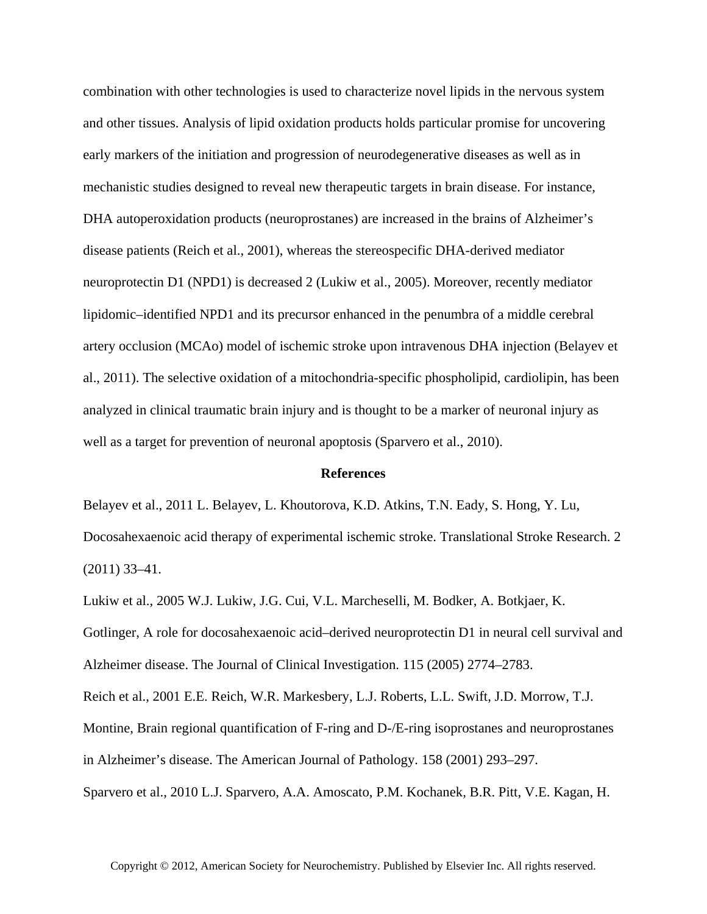combination with other technologies is used to characterize novel lipids in the nervous system and other tissues. Analysis of lipid oxidation products holds particular promise for uncovering early markers of the initiation and progression of neurodegenerative diseases as well as in mechanistic studies designed to reveal new therapeutic targets in brain disease. For instance, DHA autoperoxidation products (neuroprostanes) are increased in the brains of Alzheimer's disease patients (Reich et al., 2001), whereas the stereospecific DHA-derived mediator neuroprotectin D1 (NPD1) is decreased 2 (Lukiw et al., 2005). Moreover, recently mediator lipidomic–identified NPD1 and its precursor enhanced in the penumbra of a middle cerebral artery occlusion (MCAo) model of ischemic stroke upon intravenous DHA injection (Belayev et al., 2011). The selective oxidation of a mitochondria-specific phospholipid, cardiolipin, has been analyzed in clinical traumatic brain injury and is thought to be a marker of neuronal injury as well as a target for prevention of neuronal apoptosis (Sparvero et al., 2010).

## References

Belayev et al., 2011 L. Belayev, L. Khoutorova, K.D. Atkins, T.N. Eady, S. Hong, Y. Lu, Docosahexaenoic acid therapy of experimental ischemic stroke. Translational Stroke Research. 2 (2011) 33–41.

Lukiw et al., 2005 W.J. Lukiw, J.G. Cui, V.L. Marcheselli, M. Bodker, A. Botkjaer, K. Gotlinger, A role for docosahexaenoic acid–derived neuroprotectin D1 in neural cell survival and Alzheimer disease. The Journal of Clinical Investigation. 115 (2005) 2774–2783.

Reich et al., 2001 E.E. Reich, W.R. Markesbery, L.J. Roberts, L.L. Swift, J.D. Morrow, T.J. Montine, Brain regional quantification of F-ring and D-/E-ring isoprostanes and neuroprostanes in Alzheimer's disease. The American Journal of Pathology. 158 (2001) 293–297.

Sparvero et al., 2010 L.J. Sparvero, A.A. Amoscato, P.M. Kochanek, B.R. Pitt, V.E. Kagan, H.

Copyright © 2012, American Society for Neurochemistry. Published by Elsevier Inc. All rights reserved.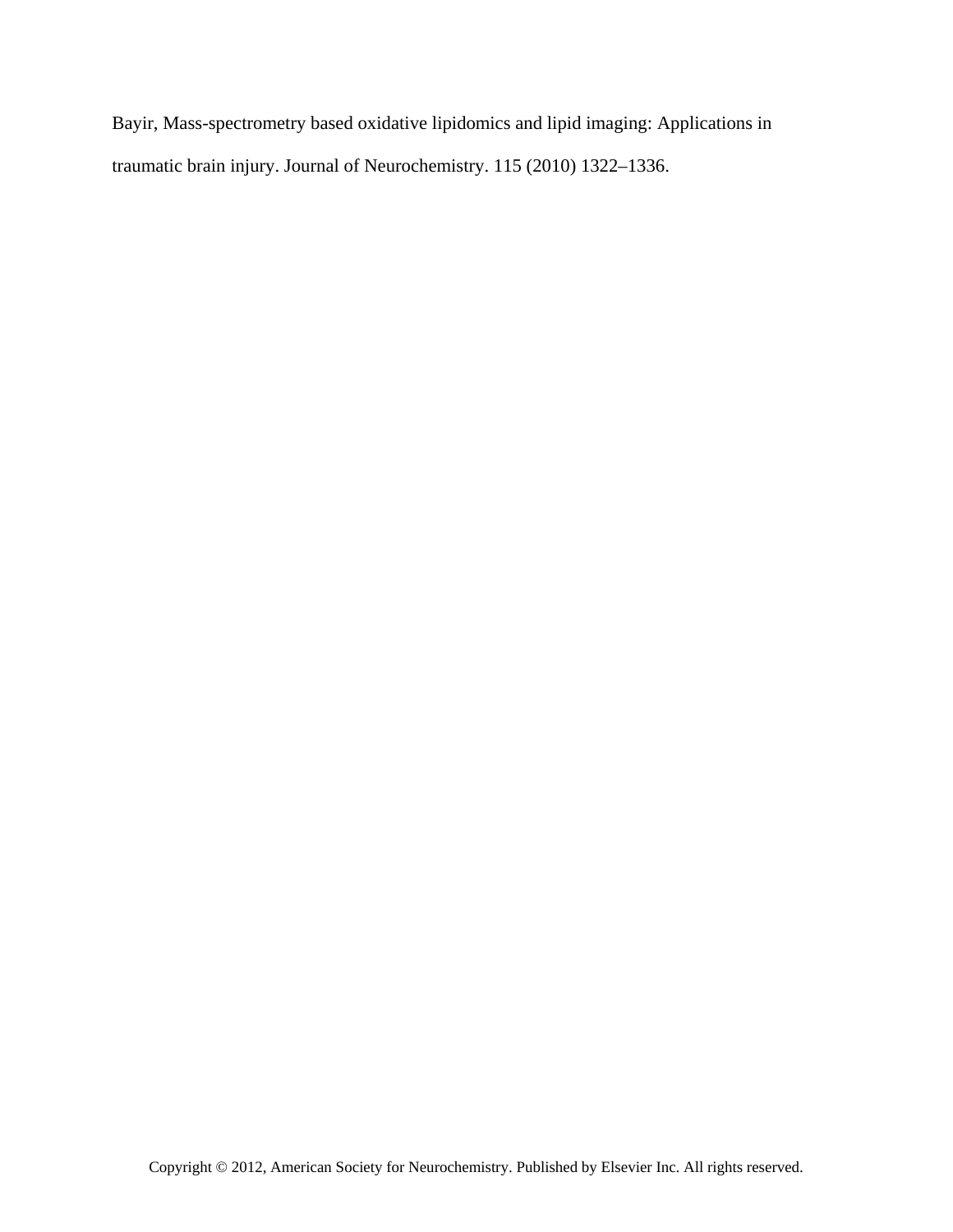Bayir, Mass-spectrometry based oxidative lipidomics and lipid imaging: Applications in traumatic brain injury. Journal of Neurochemistry. 115 (2010) 1322–1336.

Copyright © 2012, American Society for Neurochemistry. Published by Elsevier Inc. All rights reserved.